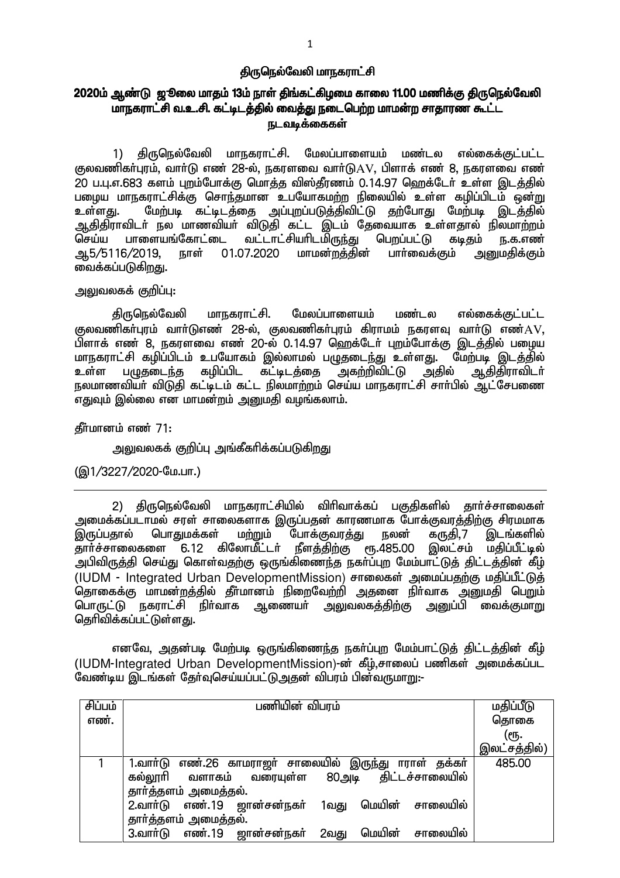## திருநெல்வேலி மாநகராட்சி

## 2020ம் ஆண்டு ஜூலை மாதம் 13ம் நாள் திங்கட்கிழமை காலை 11.00 மணிக்கு திருநெல்வேலி மாநகராட்சி வ.உ.சி. கட்டிடத்தில் வைத்து நடைபெற்ற மாமன்ற சாதாரண கூட்ட நடவடிக்கைகள்

1) திருநெல்வேலி மாநகராட்சி. மேலப்பாளையம் மண்டல எல்கைக்குட்பட்ட குலவணிகர்புரம், வார்டு எண் 28-ல், நகரளவை வார்டுAV, பிளாக் எண் 8, நகரளவை எண் 20 ப.பு.எ.683 களம் புறம்போக்கு மொத்த விஸ்தீரணம் 0.14.97 ஹெக்டேர் உள்ள இடத்தில் பழைய மாநகராட்சிக்கு சொந்தமான உபயோகமற்ற நிலையில் உள்ள கழிப்பிடம் ஒன்று உள்ளது. மேற்படி கட்டிடத்தை அப்புறப்படுத்திவிட்டு தற்போது மேற்படி இடத்தில் ஆதிதிராவிடர் நல மாணவியர் விடுதி கட்ட இடம் தேவையாக உள்ளதால் நிலமாற்றம் செய்ய பாளையங்கோட்டை வட்டாட்சியரிடமிருந்து பெறப்பட்டு கடிதம் ந.க.எண் ஆ5/5116/2019, நாள் 01.07.2020 மாமன்றத்தின் பார்வைக்கும் அனுமதிக்கும் வைக்கப்படுகிறது.

அலுவலகக் குறிப்பு:

திருநெல்வேலி மாநகராட்சி. மேலப்பாளையம் மண்டல எல்கைக்குட்பட்ட குலவணிகர்புரம் வார்டுஎண் 28-ல், குலவணிகர்புரம் கிராமம் நகரளவு வார்டு எண்AV, பிளாக் எண் 8, நகரளவை எண் 20-ல் 0.14.97 ஹெக்டேர் புறம்போக்கு இடத்தில் பழைய மாநகராட்சி கழிப்பிடம் உபயோகம் இல்லாமல் பழுதடைந்து உள்ளது. மேற்படி இடத்தில் உள்ள பழுதடைந்த கழிப்பிட கட்டிடத்தை அகற்றிவிட்டு அதில் ஆதிதிராவிடர் நலமாணவியர் விடுதி கட்டிடம் கட்ட நிலமாற்றம் செய்ய மாநகராட்சி சார்பில் ஆட்சேபணை எதுவும் இல்லை என மாமன்றம் அனுமதி வழங்கலாம்.

தீர்மானம் எண் 71:

அலுவலகக் குறிப்பு அங்கீகரிக்கப்படுகிறது

(இ1/3227/2020-மே.பா.)

---

2) திருநெல்வேலி மாநகராட்சியில் விரிவாக்கப் பகுதிகளில் தார்ச்சாலைகள் அமைக்கப்படாமல் சரள் சாலைகளாக இருப்பதன் காரணமாக போக்குவரத்திற்கு சிரமமாக இருப்பதால் பொதுமக்கள் மற்றும் போக்குவரத்து நலன் கருதி,7 இடங்களில் தார்ச்சாலைகளை 6.12 கிலோமீட்டர் நீளத்திற்கு ரூ.485.00 இலட்சம் மதிப்பீட்டில் அபிவிருத்தி செய்து கொள்வதற்கு ஒருங்கிணைந்த நகர்ப்புற மேம்பாட்டுத் திட்டத்தின் கீழ் (IUDM - Integrated Urban DevelopmentMission) சாலைகள் அமைப்பதற்கு மதிப்பீட்டுத் தொகைக்கு மாமன்றத்தில் தீர்மானம் நிறைவேற்றி அதனை நிர்வாக அனுமதி பெறும் பொருட்டு நகராட்சி நிர்வாக ஆணையர் அலுவலகத்திற்கு அனுப்பி வைக்குமாறு தெரிவிக்கப்பட்டுள்ளது.

எனவே, அதன்படி மேற்படி ஒருங்கிணைந்த நகர்ப்புற மேம்பாட்டுத் திட்டத்தின் கீழ் (IUDM-Integrated Urban DevelopmentMission)-ன் கீழ்,சாலைப் பணிகள் அமைக்கப்பட வேண்டிய இடங்கள் தேர்வுசெய்யப்பட்டுஅதன் விபரம் பின்வருமாறு:-

| சிப்பம் எண். | பணியின் விபரம் | மதிப்பீடு தொகை (ரூ. இலட்சத்தில்) |
|---|---|---|
| 1 | 1.வார்டு எண்.26 காமராஜர் சாலையில் இருந்து ஈராள் தக்கர் கல்லூரி வளாகம் வரையுள்ள 80அடி திட்டச்சாலையில் தார்த்தளம் அமைத்தல்.<br>2.வார்டு எண்.19 ஜான்சன்நகர் 1வது மெயின் சாலையில் தார்த்தளம் அமைத்தல்.<br>3.வார்டு எண்.19 ஜான்சன்நகர் 2வது மெயின் சாலையில் | 485.00 |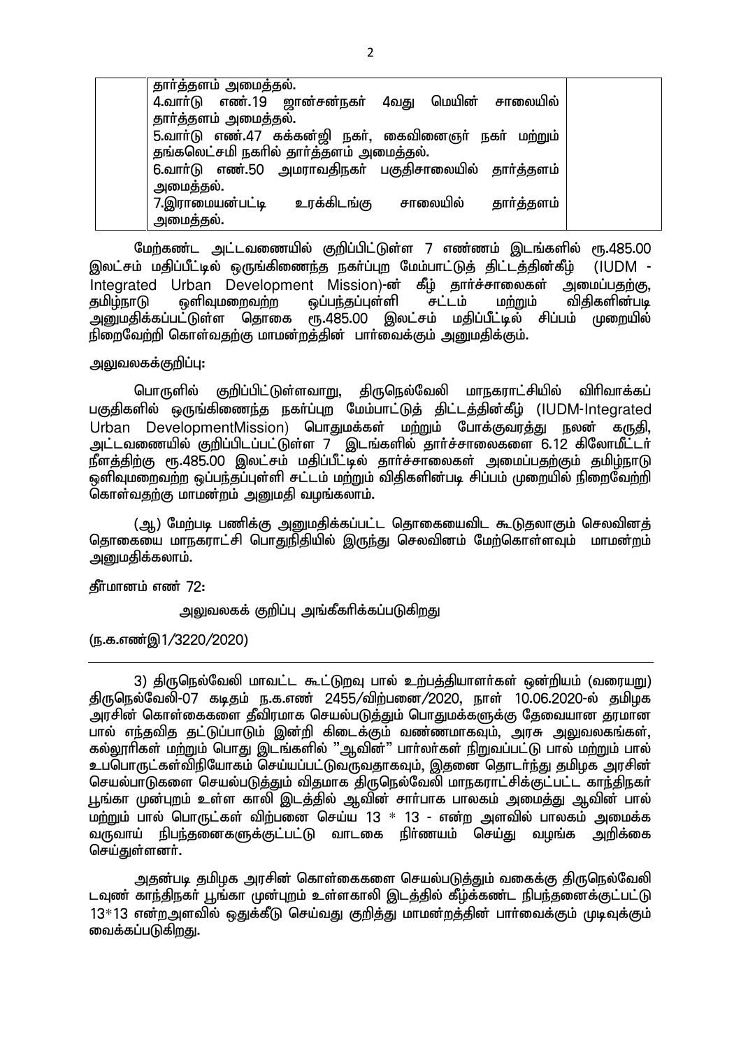| | தார்த்தளம் அமைத்தல்.<br>4.வார்டு எண்.19 ஜான்சன்நகர் 4வது மெயின் சாலையில் தார்த்தளம் அமைத்தல்.<br>5.வார்டு எண்.47 கக்கன்ஜி நகர், கைவினைஞர் நகர் மற்றும் தங்கலெட்சமி நகரில் தார்த்தளம் அமைத்தல்.<br>6.வார்டு எண்.50 அமராவதிநகர் பகுதிசாலையில் தார்த்தளம் அமைத்தல்.<br>7.இராமையன்பட்டி உரக்கிடங்கு சாலையில் தார்த்தளம் அமைத்தல். | |
|---|---|---|

மேற்கண்ட அட்டவணையில் குறிப்பிட்டுள்ள 7 எண்ணம் இடங்களில் ரூ.485.00 இலட்சம் மதிப்பீட்டில் ஒருங்கிணைந்த நகர்ப்புற மேம்பாட்டுத் திட்டத்தின்கீழ் (IUDM - Integrated Urban Development Mission)-ன் கீழ் தார்ச்சாலைகள் அமைப்பதற்கு, தமிழ்நாடு ஒளிவுமறைவற்ற ஒப்பந்தப்புள்ளி சட்டம் மற்றும் விதிகளின்படி அனுமதிக்கப்பட்டுள்ள தொகை ரூ.485.00 இலட்சம் மதிப்பீட்டில் சிப்பம் முறையில் நிறைவேற்றி கொள்வதற்கு மாமன்றத்தின் பார்வைக்கும் அனுமதிக்கும்.

அலுவலகக்குறிப்பு:

பொருளில் குறிப்பிட்டுள்ளவாறு, திருநெல்வேலி மாநகராட்சியில் விரிவாக்கப் பகுதிகளில் ஒருங்கிணைந்த நகர்ப்புற மேம்பாட்டுத் திட்டத்தின்கீழ் (IUDM-Integrated Urban DevelopmentMission) பொதுமக்கள் மற்றும் போக்குவரத்து நலன் கருதி, அட்டவணையில் குறிப்பிடப்பட்டுள்ள 7 இடங்களில் தார்ச்சாலைகளை 6.12 கிலோமீட்டர் நீளத்திற்கு ரூ.485.00 இலட்சம் மதிப்பீட்டில் தார்ச்சாலைகள் அமைப்பதற்கும் தமிழ்நாடு ஒளிவுமறைவற்ற ஒப்பந்தப்புள்ளி சட்டம் மற்றும் விதிகளின்படி சிப்பம் முறையில் நிறைவேற்றி கொள்வதற்கு மாமன்றம் அனுமதி வழங்கலாம்.

(ஆ) மேற்படி பணிக்கு அனுமதிக்கப்பட்ட தொகையைவிட கூடுதலாகும் செலவினத் தொகையை மாநகராட்சி பொதுநிதியில் இருந்து செலவினம் மேற்கொள்ளவும் மாமன்றம் அனுமதிக்கலாம்.

தீர்மானம் எண் 72:

அலுவலகக் குறிப்பு அங்கீகரிக்கப்படுகிறது

(ந.க.எண்இ1/3220/2020)

---

3) திருநெல்வேலி மாவட்ட கூட்டுறவு பால் உற்பத்தியாளர்கள் ஒன்றியம் (வரையறு) திருநெல்வேலி-07 கடிதம் ந.க.எண் 2455/விற்பனை/2020, நாள் 10.06.2020-ல் தமிழக அரசின் கொள்கைகளை தீவிரமாக செயல்படுத்தும் பொதுமக்களுக்கு தேவையான தரமான பால் எந்தவித தட்டுப்பாடும் இன்றி கிடைக்கும் வண்ணமாகவும், அரசு அலுவலகங்கள், கல்லூரிகள் மற்றும் பொது இடங்களில் "ஆவின்" பார்லர்கள் நிறுவப்பட்டு பால் மற்றும் பால் உபபொருட்கள்விநியோகம் செய்யப்பட்டுவருவதாகவும், இதனை தொடர்ந்து தமிழக அரசின் செயல்பாடுகளை செயல்படுத்தும் விதமாக திருநெல்வேலி மாநகராட்சிக்குட்பட்ட காந்திநகர் பூங்கா முன்புறம் உள்ள காலி இடத்தில் ஆவின் சார்பாக பாலகம் அமைத்து ஆவின் பால் மற்றும் பால் பொருட்கள் விற்பனை செய்ய 13 * 13 - என்ற அளவில் பாலகம் அமைக்க வருவாய் நிபந்தனைகளுக்குட்பட்டு வாடகை நிர்ணயம் செய்து வழங்க அறிக்கை செய்துள்ளனர்.

அதன்படி தமிழக அரசின் கொள்கைகளை செயல்படுத்தும் வகைக்கு திருநெல்வேலி டவுண் காந்திநகர் பூங்கா முன்புறம் உள்ளகாலி இடத்தில் கீழ்க்கண்ட நிபந்தனைக்குட்பட்டு 13*13 என்றஅளவில் ஒதுக்கீடு செய்வது குறித்து மாமன்றத்தின் பார்வைக்கும் முடிவுக்கும் வைக்கப்படுகிறது.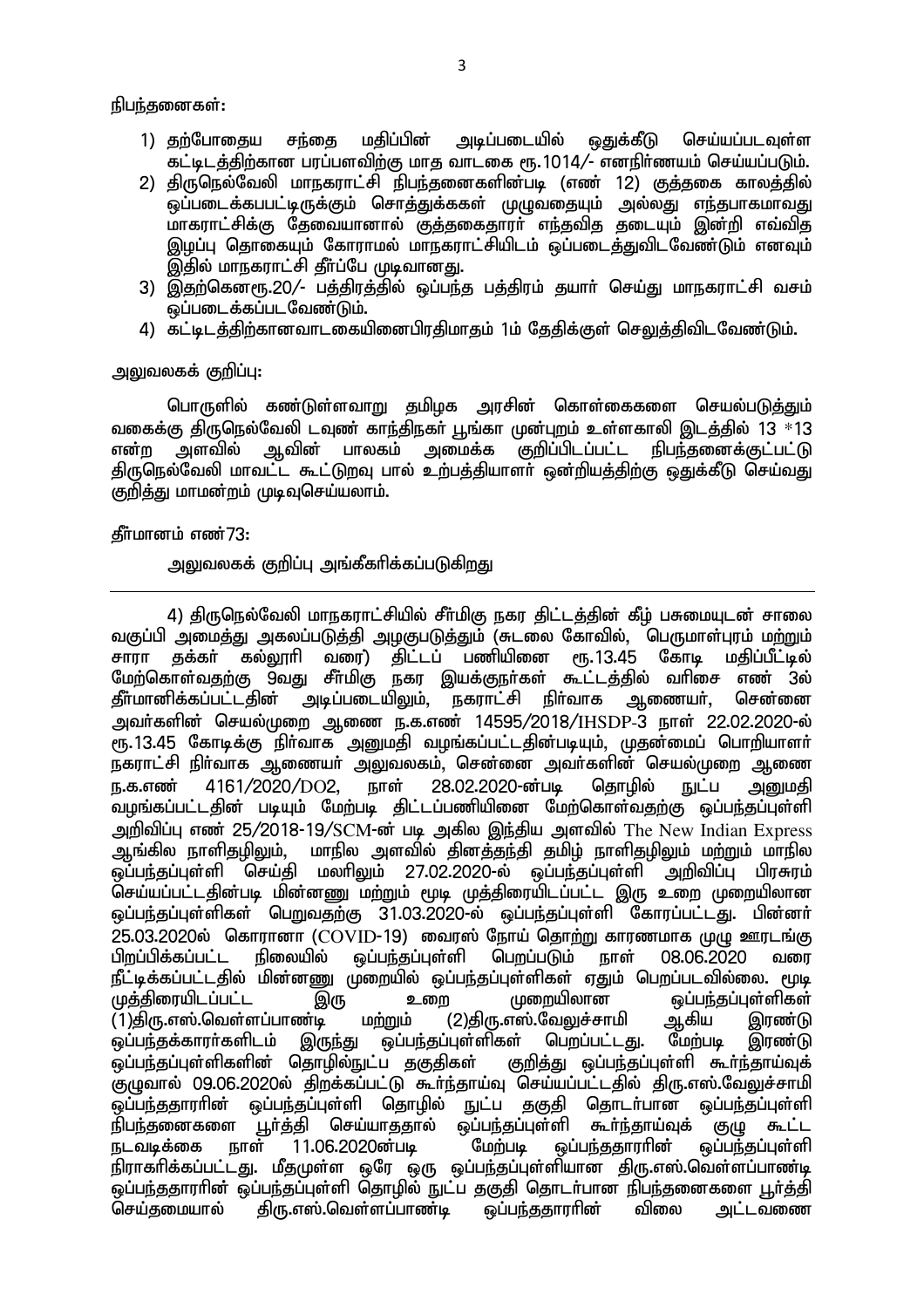நிபந்தனைகள்:

1) தற்போதைய சந்தை மதிப்பின் அடிப்படையில் ஒதுக்கீடு செய்யப்படவுள்ள கட்டிடத்திற்கான பரப்பளவிற்கு மாத வாடகை ரூ.1014/- எனநிர்ணயம் செய்யப்படும்.
2) திருநெல்வேலி மாநகராட்சி நிபந்தனைகளின்படி (எண் 12) குத்தகை காலத்தில் ஒப்படைக்கபட்டிருக்கும் சொத்துக்கள் முழுவதையும் அல்லது எந்தபாகமாவது மாகராட்சிக்கு தேவையானால் குத்தகைதாரர் எந்தவித தடையும் இன்றி எவ்வித இழப்பு தொகையும் கோராமல் மாநகராட்சியிடம் ஒப்படைத்துவிடவேண்டும் எனவும் இதில் மாநகராட்சி தீர்ப்பே முடிவானது.
3) இதற்கெனரூ.20/- பத்திரத்தில் ஒப்பந்த பத்திரம் தயார் செய்து மாநகராட்சி வசம் ஒப்படைக்கப்படவேண்டும்.
4) கட்டிடத்திற்கானவாடகையினைபிரதிமாதம் 1ம் தேதிக்குள் செலுத்திவிடவேண்டும்.

அலுவலகக் குறிப்பு:

பொருளில் கண்டுள்ளவாறு தமிழக அரசின் கொள்கைகளை செயல்படுத்தும் வகைக்கு திருநெல்வேலி டவுண் காந்திநகர் பூங்கா முன்புறம் உள்ளகாலி இடத்தில் 13 *13 என்ற அளவில் ஆவின் பாலகம் அமைக்க குறிப்பிடப்பட்ட நிபந்தனைக்குட்பட்டு திருநெல்வேலி மாவட்ட கூட்டுறவு பால் உற்பத்தியாளர் ஒன்றியத்திற்கு ஒதுக்கீடு செய்வது குறித்து மாமன்றம் முடிவுசெய்யலாம்.

தீர்மானம் எண்73:

அலுவலகக் குறிப்பு அங்கீகரிக்கப்படுகிறது

---

4) திருநெல்வேலி மாநகராட்சியில் சீர்மிகு நகர திட்டத்தின் கீழ் பசுமையுடன் சாலை வகுப்பி அமைத்து அகலப்படுத்தி அழகுபடுத்தும் (சுடலை கோவில், பெருமாள்புரம் மற்றும் சாரா தக்கர் கல்லூரி வரை) திட்டப் பணியினை ரூ.13.45 கோடி மதிப்பீட்டில் மேற்கொள்வதற்கு 9வது சீர்மிகு நகர இயக்குநர்கள் கூட்டத்தில் வரிசை எண் 3ல் தீர்மானிக்கப்பட்டதின் அடிப்படையிலும், நகராட்சி நிர்வாக ஆணையர், சென்னை அவர்களின் செயல்முறை ஆணை ந.க.எண் 14595/2018/IHSDP-3 நாள் 22.02.2020-ல் ரூ.13.45 கோடிக்கு நிர்வாக அனுமதி வழங்கப்பட்டதின்படியும், முதன்மைப் பொறியாளர் நகராட்சி நிர்வாக ஆணையர் அலுவலகம், சென்னை அவர்களின் செயல்முறை ஆணை ந.க.எண் 4161/2020/DO2, நாள் 28.02.2020-ன்படி தொழில் நுட்ப அனுமதி வழங்கப்பட்டதின் படியும் மேற்படி திட்டப்பணியினை மேற்கொள்வதற்கு ஒப்பந்தப்புள்ளி அறிவிப்பு எண் 25/2018-19/SCM-ன் படி அகில இந்திய அளவில் The New Indian Express ஆங்கில நாளிதழிலும், மாநில அளவில் தினத்தந்தி தமிழ் நாளிதழிலும் மற்றும் மாநில ஒப்பந்தப்புள்ளி செய்தி மலரிலும் 27.02.2020-ல் ஒப்பந்தப்புள்ளி அறிவிப்பு பிரசுரம் செய்யப்பட்டதின்படி மின்னனு மற்றும் மூடி முத்திரையிடப்பட்ட இரு உறை முறையிலான ஒப்பந்தப்புள்ளிகள் பெறுவதற்கு 31.03.2020-ல் ஒப்பந்தப்புள்ளி கோரப்பட்டது. பின்னர் 25.03.2020ல் கொரானா (COVID-19) வைரஸ் நோய் தொற்று காரணமாக முழு ஊரடங்கு பிறப்பிக்கப்பட்ட நிலையில் ஒப்பந்தப்புள்ளி பெறப்படும் நாள் 08.06.2020 வரை நீட்டிக்கப்பட்டதில் மின்னணு முறையில் ஒப்பந்தப்புள்ளிகள் ஏதும் பெறப்படவில்லை. மூடி முத்திரையிடப்பட்ட இரு உறை முறையிலான ஒப்பந்தப்புள்ளிகள் (1)திரு.எஸ்.வெள்ளப்பாண்டி மற்றும் (2)திரு.எஸ்.வேலுச்சாமி ஆகிய இரண்டு ஒப்பந்தக்காரர்களிடம் இருந்து ஒப்பந்தப்புள்ளிகள் பெறப்பட்டது. மேற்படி இரண்டு ஒப்பந்தப்புள்ளிகளின் தொழில்நுட்ப தகுதிகள் குறித்து ஒப்பந்தப்புள்ளி கூர்ந்தாய்வுக் குழுவால் 09.06.2020ல் திறக்கப்பட்டு கூர்ந்தாய்வு செய்யப்பட்டதில் திரு.எஸ்.வேலுச்சாமி ஒப்பந்ததாரரின் ஒப்பந்தப்புள்ளி தொழில் நுட்ப தகுதி தொடர்பான ஒப்பந்தப்புள்ளி நிபந்தனைகளை பூர்த்தி செய்யாததால் ஒப்பந்தப்புள்ளி கூர்ந்தாய்வுக் குழு கூட்ட நடவடிக்கை நாள் 11.06.2020ன்படி மேற்படி ஒப்பந்ததாரரின் ஒப்பந்தப்புள்ளி நிராகரிக்கப்பட்டது. மீதமுள்ள ஒரே ஒரு ஒப்பந்தப்புள்ளியான திரு.எஸ்.வெள்ளப்பாண்டி ஒப்பந்ததாரரின் ஒப்பந்தப்புள்ளி தொழில் நுட்ப தகுதி தொடர்பான நிபந்தனைகளை பூர்த்தி செய்தமையால் திரு.எஸ்.வெள்ளப்பாண்டி ஒப்பந்ததாரரின் விலை அட்டவணை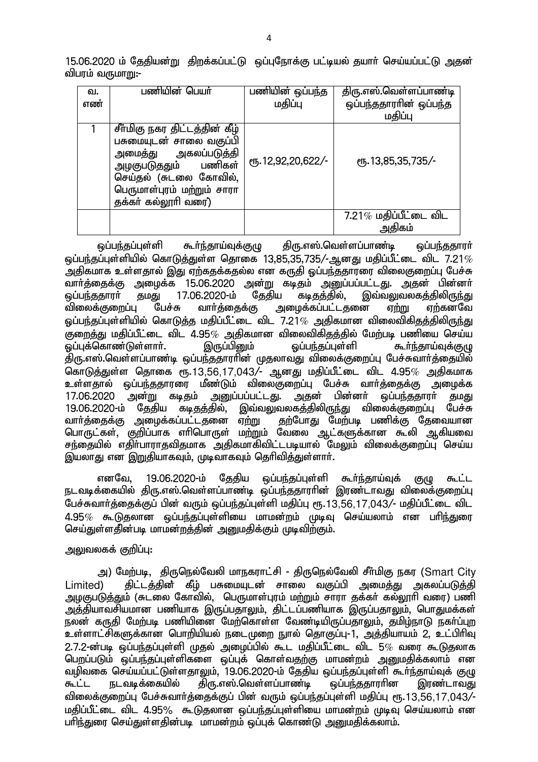15.06.2020 ம் தேதியன்று திறக்கப்பட்டு ஒப்புநோக்கு பட்டியல் தயார் செய்யப்பட்டு அதன் விபரம் வருமாறு:-

| வ. எண் | பணியின் பெயர் | பணியின் ஒப்பந்த மதிப்பு | திரு.எஸ்.வெள்ளப்பாண்டி ஒப்பந்ததாரரின் ஒப்பந்த மதிப்பு |
|---|---|---|---|
| 1 | சீர்மிகு நகர திட்டத்தின் கீழ் பசுமையுடன் சாலை வகுப்பி அமைத்து அகலப்படுத்தி அழகுபடுததும் பணிகள் செய்தல் (சுடலை கோவில், பெருமாள்புரம் மற்றும் சாரா தக்கர் கல்லூரி வரை) | ரூ.12,92,20,622/- | ரூ.13,85,35,735/- |
| | | | 7.21% மதிப்பீட்டை விட அதிகம் |

ஒப்பந்தப்புள்ளி கூர்ந்தாய்வுக்குழு திரு.எஸ்.வெள்ளப்பாண்டி ஒப்பந்ததாரர் ஒப்பந்தப்புள்ளியில் கொடுத்துள்ள தொகை 13,85,35,735/-ஆனது மதிப்பீட்டை விட 7.21% அதிகமாக உள்ளதால் இது ஏற்கதக்கதல்ல என கருதி ஒப்பந்ததாரரை விலைகுறைப்பு பேச்சு வார்த்தைக்கு அழைக்க 15.06.2020 அன்று கடிதம் அனுப்பப்பட்டது. அதன் பின்னர் ஒப்பந்ததாரர் தமது 17.06.2020-ம் தேதிய கடிதத்தில், இவ்வலுவலகத்திலிருந்து விலைக்குறைப்பு பேச்சு வார்த்தைக்கு அழைக்கப்பட்டதனை ஏற்று ஏற்கனவே ஒப்பந்தப்புள்ளியில் கொடுத்த மதிப்பீட்டை விட 7.21% அதிகமான விலைவிகிதத்திலிருந்து குறைத்து மதிப்பீட்டை விட 4.95% அதிகமான விலைவிகிதத்தில் மேற்படி பணியை செய்ய ஒப்புக்கொண்டுள்ளார். இருப்பினும் ஒப்பந்தப்புள்ளி கூர்ந்தாய்வுக்குழு திரு.எஸ்.வெள்ளப்பாண்டி ஒப்பந்ததாரரின் முதலாவது விலைக்குறைப்பு பேச்சுவார்த்தையில் கொடுத்துள்ள தொகை ரூ.13,56,17,043/- ஆனது மதிப்பீட்டை விட 4.95% அதிகமாக உள்ளதால் ஒப்பந்ததாரரை மீண்டும் விலைகுறைப்பு பேச்சு வார்த்தைக்கு அழைக்க 17.06.2020 அன்று கடிதம் அனுப்பப்பட்டது. அதன் பின்னர் ஒப்பந்ததாரர் தமது 19.06.2020-ம் தேதிய கடிதத்தில், இவ்வலுவலகத்திலிருந்து விலைக்குறைப்பு பேச்சு வார்த்தைக்கு அழைக்கப்பட்டதனை ஏற்று தற்போது மேற்படி பணிக்கு தேவையான பொருட்கள், குறிப்பாக எரிபொருள் மற்றும் வேலை ஆட்களுக்கான கூலி ஆகியவை சந்தையில் எதிர்பாராதவிதமாக அதிகமாகிவிட்டபடியால் மேலும் விலைக்குறைப்பு செய்ய இயலாது என இறுதியாகவும், முடிவாகவும் தெரிவித்துள்ளார்.

எனவே, 19.06.2020-ம் தேதிய ஒப்பந்தப்புள்ளி கூர்ந்தாய்வுக் குழு கூட்ட நடவடிக்கையில் திரு.எஸ்.வெள்ளப்பாண்டி ஒப்பந்ததாரரின் இரண்டாவது விலைக்குறைப்பு பேச்சுவார்த்தைக்குப் பின் வரும் ஒப்பந்தப்புள்ளி மதிப்பு ரூ.13,56,17,043/- மதிப்பீட்டை விட 4.95% கூடுதலான ஒப்பந்தப்புள்ளியை மாமன்றம் முடிவு செய்யலாம் என பரிந்துரை செய்துள்ளதின்படி மாமன்றத்தின் அனுமதிக்கும் முடிவிற்கும்.

அலுவலகக் குறிப்பு:

அ) மேற்படி, திருநெல்வேலி மாநகராட்சி - திருநெல்வேலி சீர்மிகு நகர (Smart City Limited) திட்டத்தின் கீழ் பசுமையுடன் சாலை வகுப்பி அமைத்து அகலப்படுத்தி அழகுபடுத்தும் (சுடலை கோவில், பெருமாள்புரம் மற்றும் சாரா தக்கர் கல்லூரி வரை) பணி அத்தியாவசியமான பணியாக இருப்பதாலும், திட்டப்பணியாக இருப்பதாலும், பொதுமக்கள் நலன் கருதி மேற்படி பணியினை மேற்கொள்ள வேண்டியிருப்பதாலும், தமிழ்நாடு நகர்ப்புற உள்ளாட்சிகளுக்கான பொறியியல் நடைமுறை நூல் தொகுப்பு-1, அத்தியாயம் 2, உட்பிரிவு 2.7.2-ன்படி ஒப்பந்தப்புள்ளி முதல் அழைப்பில் கூட மதிப்பீட்டை விட 5% வரை கூடுதலாக பெறப்படும் ஒப்பந்தப்புள்ளிகளை ஒப்புக் கொள்வதற்கு மாமன்றம் அனுமதிக்கலாம் என வழிவகை செய்யப்பட்டுள்ளதாலும், 19.06.2020-ம் தேதிய ஒப்பந்தப்புள்ளி கூர்ந்தாய்வுக் குழு கூட்ட நடவடிக்கையில் திரு.எஸ்.வெள்ளப்பாண்டி ஒப்பந்ததாரரின இரண்டாவது விலைக்குறைப்பு பேச்சுவார்த்தைக்குப் பின் வரும் ஒப்பந்தப்புள்ளி மதிப்பு ரூ.13,56,17,043/- மதிப்பீட்டை விட 4.95% கூடுதலான ஒப்பந்தப்புள்ளியை மாமன்றம் முடிவு செய்யலாம் என பரிந்துரை செய்துள்ளதின்படி மாமன்றம் ஒப்புக் கொண்டு அனுமதிக்கலாம்.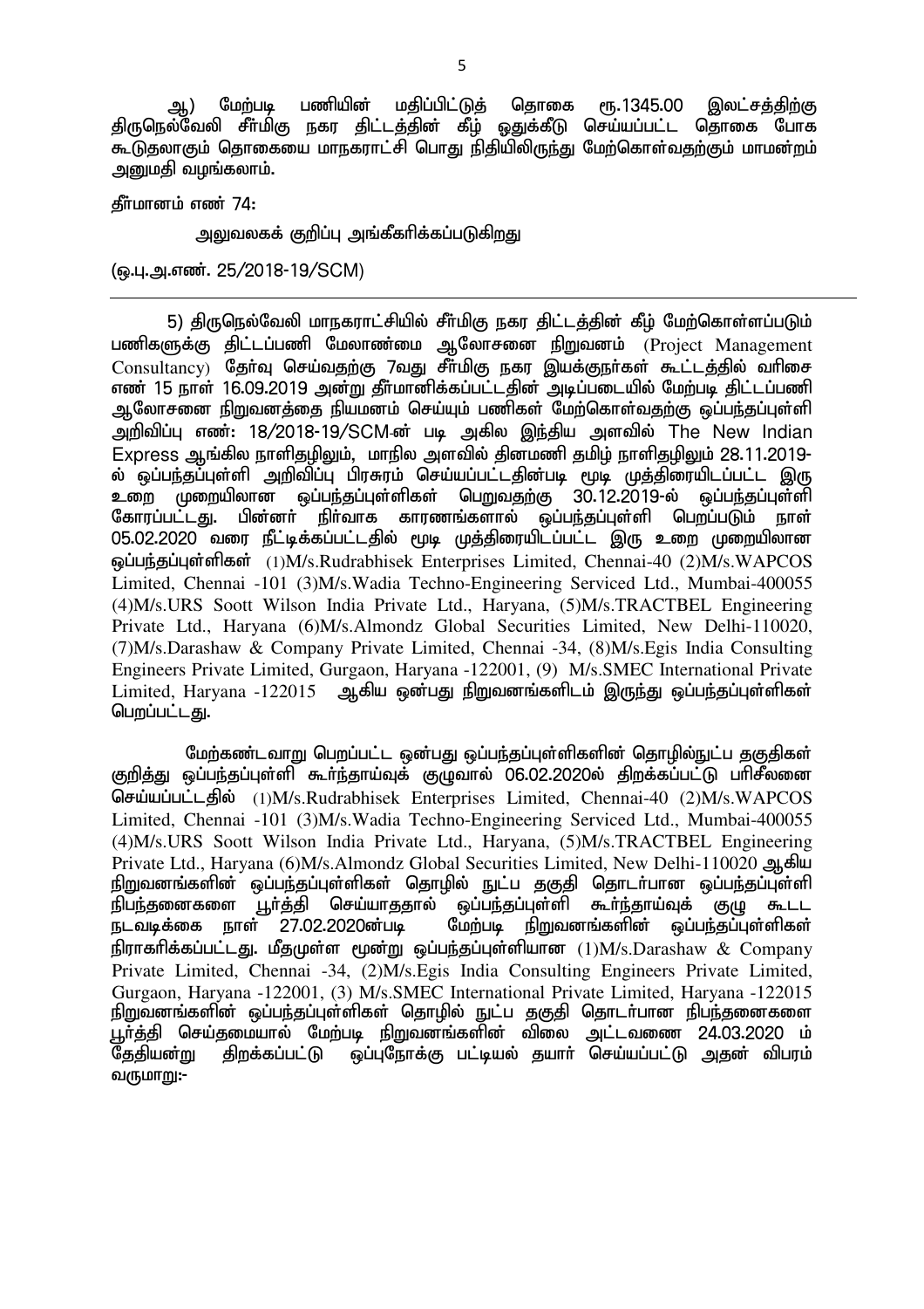ஆ) மேற்படி பணியின் மதிப்பிட்டுத் தொகை ரூ.1345.00 இலட்சத்திற்கு திருநெல்வேலி சீர்மிகு நகர திட்டத்தின் கீழ் ஒதுக்கீடு செய்யப்பட்ட தொகை போக கூடுதலாகும் தொகையை மாநகராட்சி பொது நிதியிலிருந்து மேற்கொள்வதற்கும் மாமன்றம் அனுமதி வழங்கலாம்.

தீர்மானம் எண் 74:

அலுவலகக் குறிப்பு அங்கீகரிக்கப்படுகிறது

(ஒ.பு.அ.எண். 25/2018-19/SCM)

---

5) திருநெல்வேலி மாநகராட்சியில் சீர்மிகு நகர திட்டத்தின் கீழ் மேற்கொள்ளப்படும் பணிகளுக்கு திட்டப்பணி மேலாண்மை ஆலோசனை நிறுவனம் (Project Management Consultancy) தேர்வு செய்வதற்கு 7வது சீர்மிகு நகர இயக்குநர்கள் கூட்டத்தில் வரிசை எண் 15 நாள் 16.09.2019 அன்று தீர்மானிக்கப்பட்டதின் அடிப்படையில் மேற்படி திட்டப்பணி ஆலோசனை நிறுவனத்தை நியமனம் செய்யும் பணிகள் மேற்கொள்வதற்கு ஒப்பந்தப்புள்ளி அறிவிப்பு எண்: 18/2018-19/SCM-ன் படி அகில இந்திய அளவில் The New Indian Express ஆங்கில நாளிதழிலும், மாநில அளவில் தினமணி தமிழ் நாளிதழிலும் 28.11.2019-ல் ஒப்பந்தப்புள்ளி அறிவிப்பு பிரசுரம் செய்யப்பட்டதின்படி மூடி முத்திரையிடப்பட்ட இரு உறை முறையிலான ஒப்பந்தப்புள்ளிகள் பெறுவதற்கு 30.12.2019-ல் ஒப்பந்தப்புள்ளி கோரப்பட்டது. பின்னர் நிர்வாக காரணங்களால் ஒப்பந்தப்புள்ளி பெறப்படும் நாள் 05.02.2020 வரை நீட்டிக்கப்பட்டதில் மூடி முத்திரையிடப்பட்ட இரு உறை முறையிலான ஒப்பந்தப்புள்ளிகள் (1)M/s.Rudrabhisek Enterprises Limited, Chennai-40 (2)M/s.WAPCOS Limited, Chennai -101 (3)M/s.Wadia Techno-Engineering Serviced Ltd., Mumbai-400055 (4)M/s.URS Soott Wilson India Private Ltd., Haryana, (5)M/s.TRACTBEL Engineering Private Ltd., Haryana (6)M/s.Almondz Global Securities Limited, New Delhi-110020, (7)M/s.Darashaw & Company Private Limited, Chennai -34, (8)M/s.Egis India Consulting Engineers Private Limited, Gurgaon, Haryana -122001, (9) M/s.SMEC International Private Limited, Haryana -122015 ஆகிய ஒன்பது நிறுவனங்களிடம் இருந்து ஒப்பந்தப்புள்ளிகள் பெறப்பட்டது.

மேற்கண்டவாறு பெறப்பட்ட ஒன்பது ஒப்பந்தப்புள்ளிகளின் தொழில்நுட்ப தகுதிகள் குறித்து ஒப்பந்தப்புள்ளி கூர்ந்தாய்வுக் குழுவால் 06.02.2020ல் திறக்கப்பட்டு பரிசீலனை செய்யப்பட்டதில் (1)M/s.Rudrabhisek Enterprises Limited, Chennai-40 (2)M/s.WAPCOS Limited, Chennai -101 (3)M/s.Wadia Techno-Engineering Serviced Ltd., Mumbai-400055 (4)M/s.URS Soott Wilson India Private Ltd., Haryana, (5)M/s.TRACTBEL Engineering Private Ltd., Haryana (6)M/s.Almondz Global Securities Limited, New Delhi-110020 ஆகிய நிறுவனங்களின் ஒப்பந்தப்புள்ளிகள் தொழில் நுட்ப தகுதி தொடர்பான ஒப்பந்தப்புள்ளி நிபந்தனைகளை பூர்த்தி செய்யாததால் ஒப்பந்தப்புள்ளி கூர்ந்தாய்வுக் குழு கூடட நடவடிக்கை நாள் 27.02.2020ன்படி மேற்படி நிறுவனங்களின் ஒப்பந்தப்புள்ளிகள் நிராகரிக்கப்பட்டது. மீதமுள்ள மூன்று ஒப்பந்தப்புள்ளியான (1)M/s.Darashaw & Company Private Limited, Chennai -34, (2)M/s.Egis India Consulting Engineers Private Limited, Gurgaon, Haryana -122001, (3) M/s.SMEC International Private Limited, Haryana -122015 நிறுவனங்களின் ஒப்பந்தப்புள்ளிகள் தொழில் நுட்ப தகுதி தொடர்பான நிபந்தனைகளை பூர்த்தி செய்தமையால் மேற்படி நிறுவனங்களின் விலை அட்டவணை 24.03.2020 ம் தேதியன்று திறக்கப்பட்டு ஒப்புநோக்கு பட்டியல் தயார் செய்யப்பட்டு அதன் விபரம் வருமாறு:-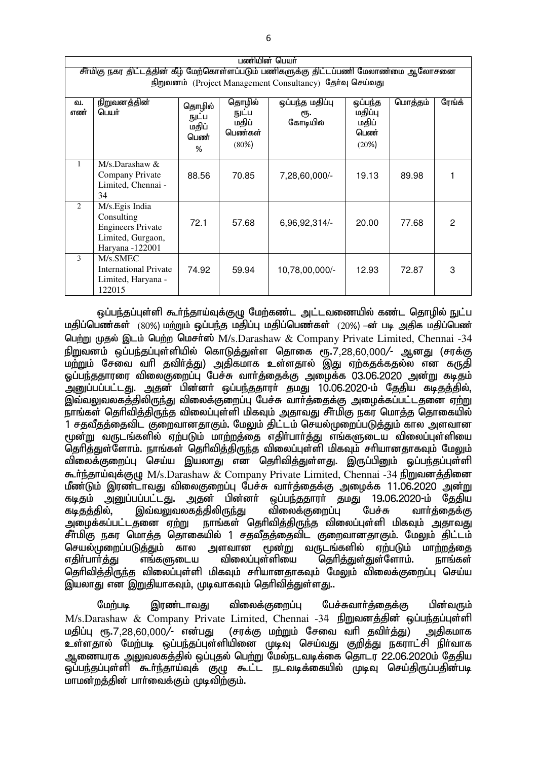| பணியின் பெயர் | | | | | | | |
|---|---|---|---|---|---|---|---|
| சீர்மிகு நகர திட்டத்தின் கீழ் மேற்கொள்ளப்படும் பணிகளுக்கு திட்டப்பணி மேலாண்மை ஆலோசனை நிறுவனம் (Project Management Consultancy) தேர்வு செய்வது | | | | | | | |
| வ. எண் | நிறுவனத்தின் பெயர் | தொழில் நுட்ப மதிப் பெண் % | தொழில் நுட்ப மதிப் பெண்கள் (80%) | ஒப்பந்த மதிப்பு ரூ. கோடியில | ஒப்பந்த மதிப்பு மதிப் பெண் (20%) | மொத்தம் | ரேங்க் |
| 1 | M/s.Darashaw & Company Private Limited, Chennai - 34 | 88.56 | 70.85 | 7,28,60,000/- | 19.13 | 89.98 | 1 |
| 2 | M/s.Egis India Consulting Engineers Private Limited, Gurgaon, Haryana -122001 | 72.1 | 57.68 | 6,96,92,314/- | 20.00 | 77.68 | 2 |
| 3 | M/s.SMEC International Private Limited, Haryana - 122015 | 74.92 | 59.94 | 10,78,00,000/- | 12.93 | 72.87 | 3 |

ஒப்பந்தப்புள்ளி கூர்ந்தாய்வுக்குழு மேற்கண்ட அட்டவணையில் கண்ட தொழில் நுட்ப மதிப்பெண்கள் (80%) மற்றும் ஒப்பந்த மதிப்பு மதிப்பெண்கள் (20%) –ன் படி அதிக மதிப்பெண் பெற்று முதல் இடம் பெற்ற மெசர்ஸ் M/s.Darashaw & Company Private Limited, Chennai -34 நிறுவனம் ஒப்பந்தப்புள்ளியில் கொடுத்துள்ள தொகை ரூ.7,28,60,000/- ஆனது (சரக்கு மற்றும் சேவை வரி தவிர்த்து) அதிகமாக உள்ளதால் இது ஏற்கதக்கதல்ல என கருதி ஒப்பந்ததாரரை விலைகுறைப்பு பேச்சு வார்த்தைக்கு அழைக்க 03.06.2020 அன்று கடிதம் அனுப்பப்பட்டது. அதன் பின்னர் ஒப்பந்ததாரர் தமது 10.06.2020-ம் தேதிய கடிதத்தில், இவ்வலுவலகத்திலிருந்து விலைக்குறைப்பு பேச்சு வார்த்தைக்கு அழைக்கப்பட்டதனை ஏற்று நாங்கள் தெரிவித்திருந்த விலைப்புள்ளி மிகவும் அதாவது சீர்மிகு நகர மொத்த தொகையில் 1 சதவீதத்தைவிட குறைவானதாகும். மேலும் திட்டம் செயல்முறைப்படுத்தும் கால அளவான மூன்று வருடங்களில் ஏற்படும் மாற்றத்தை எதிர்பார்த்து எங்களுடைய விலைப்புள்ளியை தெரித்துள்ளோம். நாங்கள் தெரிவித்திருந்த விலைப்புள்ளி மிகவும் சரியானதாகவும் மேலும் விலைக்குறைப்பு செய்ய இயலாது என தெரிவித்துள்ளது. இருப்பினும் ஒப்பந்தப்புள்ளி கூர்ந்தாய்வுக்குழு M/s.Darashaw & Company Private Limited, Chennai -34 நிறுவனத்தினை மீண்டும் இரண்டாவது விலைகுறைப்பு பேச்சு வார்த்தைக்கு அழைக்க 11.06.2020 அன்று கடிதம் அனுப்பப்பட்டது. அதன் பின்னர் ஒப்பந்ததாரர் தமது 19.06.2020-ம் தேதிய கடிதத்தில், இவ்வலுவலகத்திலிருந்து விலைக்குறைப்பு பேச்சு வார்த்தைக்கு அழைக்கப்பட்டதனை ஏற்று நாங்கள் தெரிவித்திருந்த விலைப்புள்ளி மிகவும் அதாவது சீர்மிகு நகர மொத்த தொகையில் 1 சதவீதத்தைவிட குறைவானதாகும். மேலும் திட்டம் செயல்முறைப்படுத்தும் கால அளவான மூன்று வருடங்களில் ஏற்படும் மாற்றத்தை எதிர்பார்த்து எங்களுடைய விலைப்புள்ளியை தெரித்துள்துள்ளோம். நாங்கள் தெரிவித்திருந்த விலைப்புள்ளி மிகவும் சரியானதாகவும் மேலும் விலைக்குறைப்பு செய்ய இயலாது என இறுதியாகவும், முடிவாகவும் தெரிவித்துள்ளது..

மேற்படி இரண்டாவது விலைக்குறைப்பு பேச்சுவார்த்தைக்கு பின்வரும் M/s.Darashaw & Company Private Limited, Chennai -34 நிறுவனத்தின் ஒப்பந்தப்புள்ளி மதிப்பு ரூ.7,28,60,000/- என்பது (சரக்கு மற்றும் சேவை வரி தவிர்த்து) அதிகமாக உள்ளதால் மேற்படி ஒப்பந்தப்புள்ளியினை முடிவு செய்வது குறித்து நகராட்சி நிர்வாக ஆணையரக அலுவலகத்தில் ஒப்புதல் பெற்று மேல்நடவடிக்கை தொடர 22.06.2020ம் தேதிய ஒப்பந்தப்புள்ளி கூர்ந்தாய்வுக் குழு கூட்ட நடவடிக்கையில் முடிவு செய்திருப்பதின்படி மாமன்றத்தின் பார்வைக்கும் முடிவிற்கும்.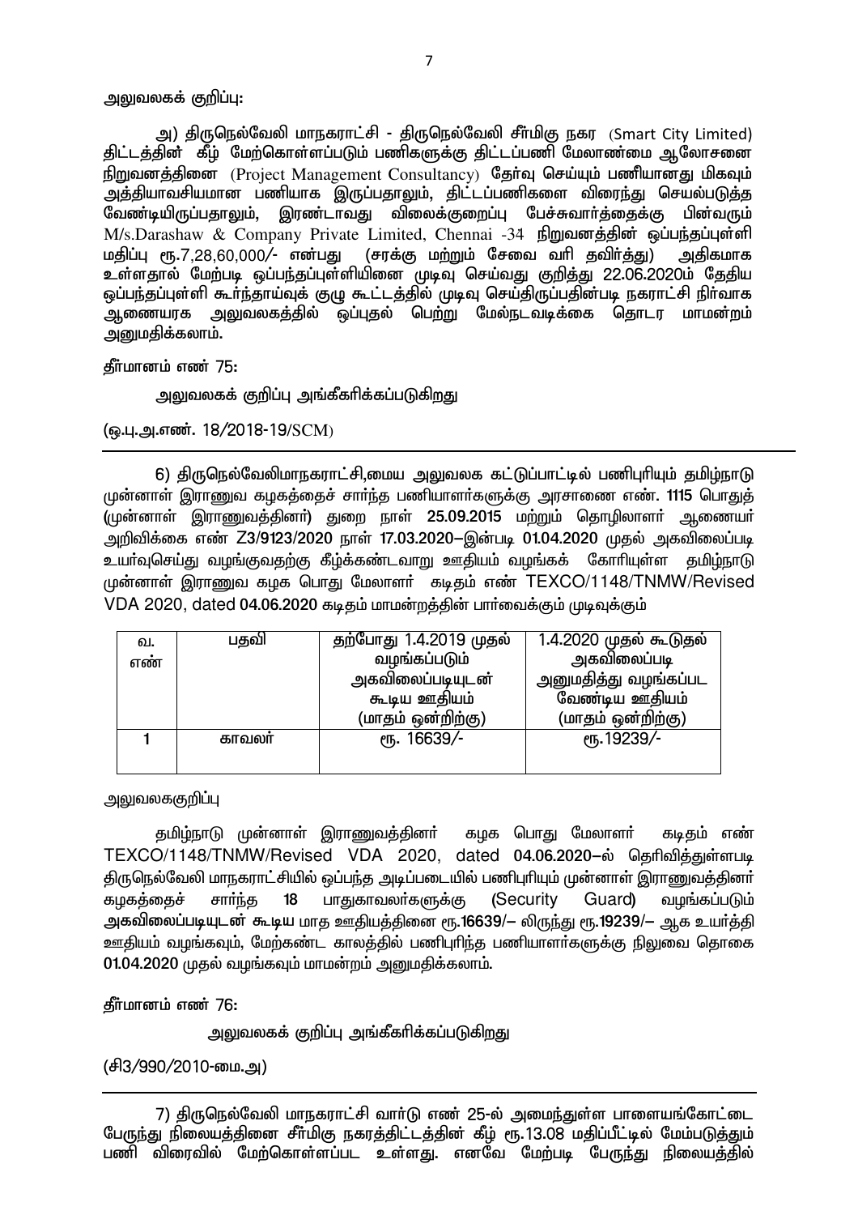அலுவலகக் குறிப்பு:

அ) திருநெல்வேலி மாநகராட்சி - திருநெல்வேலி சீர்மிகு நகர (Smart City Limited) திட்டத்தின் கீழ் மேற்கொள்ளப்படும் பணிகளுக்கு திட்டப்பணி மேலாண்மை ஆலோசனை நிறுவனத்தினை (Project Management Consultancy) தேர்வு செய்யும் பணியானது மிகவும் அத்தியாவசியமான பணியாக இருப்பதாலும், திட்டப்பணிகளை விரைந்து செயல்படுத்த வேண்டியிருப்பதாலும், இரண்டாவது விலைக்குறைப்பு பேச்சுவார்த்தைக்கு பின்வரும் M/s.Darashaw & Company Private Limited, Chennai -34 நிறுவனத்தின் ஒப்பந்தப்புள்ளி மதிப்பு ரூ.7,28,60,000/- என்பது (சரக்கு மற்றும் சேவை வரி தவிர்த்து) அதிகமாக உள்ளதால் மேற்படி ஒப்பந்தப்புள்ளியினை முடிவு செய்வது குறித்து 22.06.2020ம் தேதிய ஒப்பந்தப்புள்ளி கூர்ந்தாய்வுக் குழு கூட்டத்தில் முடிவு செய்திருப்பதின்படி நகராட்சி நிர்வாக ஆணையரக அலுவலகத்தில் ஒப்புதல் பெற்று மேல்நடவடிக்கை தொடர மாமன்றம் அனுமதிக்கலாம்.

தீர்மானம் எண் 75:

அலுவலகக் குறிப்பு அங்கீகரிக்கப்படுகிறது

(ஒ.பு.அ.எண். 18/2018-19/SCM)

---

6) திருநெல்வேலிமாநகராட்சி,மைய அலுவலக கட்டுப்பாட்டில் பணிபுரியும் தமிழ்நாடு முன்னாள் இராணுவ கழகத்தைச் சார்ந்த பணியாளர்களுக்கு அரசாணை எண். **1115** பொதுத் (முன்னாள் இராணுவத்தினர்) துறை நாள் **25.09.2015** மற்றும் தொழிலாளர் ஆணையர் அறிவிக்கை எண் Z3/9123/2020 நாள் 17.03.2020–இன்படி **01.04.2020** முதல் அகவிலைப்படி உயர்வுசெய்து வழங்குவதற்கு கீழ்க்கண்டவாறு ஊதியம் வழங்கக் கோரியுள்ள தமிழ்நாடு முன்னாள் இராணுவ கழக பொது மேலாளர் கடிதம் எண் TEXCO/1148/TNMW/Revised VDA 2020, dated **04.06.2020** கடிதம் மாமன்றத்தின் பார்வைக்கும் முடிவுக்கும்

| வ. எண் | பதவி | தற்போது 1.4.2019 முதல் வழங்கப்படும் அகவிலைப்படியுடன் கூடிய ஊதியம் (மாதம் ஒன்றிற்கு) | 1.4.2020 முதல் கூடுதல் அகவிலைப்படி அனுமதித்து வழங்கப்பட வேண்டிய ஊதியம் (மாதம் ஒன்றிற்கு) |
|---|---|---|---|
| 1 | காவலர் | ரூ. 16639/- | ரூ.19239/- |

அலுவலககுறிப்பு

தமிழ்நாடு முன்னாள் இராணுவத்தினர் கழக பொது மேலாளர் கடிதம் எண் TEXCO/1148/TNMW/Revised VDA 2020, dated **04.06.2020**–ல் தெரிவித்துள்ளபடி திருநெல்வேலி மாநகராட்சியில் ஒப்பந்த அடிப்படையில் பணிபுரியும் முன்னாள் இராணுவத்தினர் கழகத்தைச் சார்ந்த **18** பாதுகாவலர்களுக்கு (Security Guard) வழங்கப்படும் அகவிலைப்படியுடன் கூடிய மாத ஊதியத்தினை ரூ.**16639**/– லிருந்து ரூ.**19239**/– ஆக உயர்த்தி ஊதியம் வழங்கவும், மேற்கண்ட காலத்தில் பணிபுரிந்த பணியாளர்களுக்கு நிலுவை தொகை **01.04.2020** முதல் வழங்கவும் மாமன்றம் அனுமதிக்கலாம்.

தீர்மானம் எண் 76:

அலுவலகக் குறிப்பு அங்கீகரிக்கப்படுகிறது

(சி3/990/2010-மை.அ)

---

7) திருநெல்வேலி மாநகராட்சி வார்டு எண் 25-ல் அமைந்துள்ள பாளையங்கோட்டை பேருந்து நிலையத்தினை சீர்மிகு நகரத்திட்டத்தின் கீழ் ரூ.13.08 மதிப்பீட்டில் மேம்படுத்தும் பணி விரைவில் மேற்கொள்ளப்பட உள்ளது. எனவே மேற்படி பேருந்து நிலையத்தில்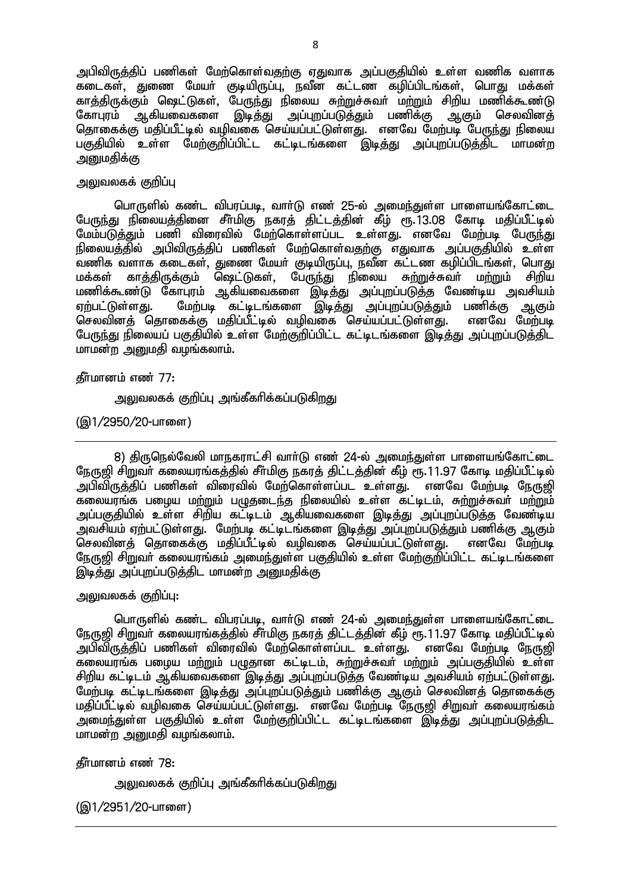அபிவிருத்திப் பணிகள் மேற்கொள்வதற்கு ஏதுவாக அப்பகுதியில் உள்ள வணிக வளாக கடைகள், துணை மேயர் குடியிருப்பு, நவீன கட்டண கழிப்பிடங்கள், பொது மக்கள் காத்திருக்கும் ஷெட்டுகள், பேருந்து நிலைய சுற்றுச்சுவர் மற்றும் சிறிய மணிக்கூண்டு கோபுரம் ஆகியவைகளை இடித்து அப்புறப்படுத்தும் பணிக்கு ஆகும் செலவினத் தொகைக்கு மதிப்பீட்டில் வழிவகை செய்யப்பட்டுள்ளது. எனவே மேற்படி பேருந்து நிலைய பகுதியில் உள்ள மேற்குறிப்பிட்ட கட்டிடங்களை இடித்து அப்புறப்படுத்திட மாமன்ற அனுமதிக்கு

அலுவலகக் குறிப்பு

பொருளில் கண்ட விபரப்படி, வார்டு எண் 25-ல் அமைந்துள்ள பாளையங்கோட்டை பேருந்து நிலையத்தினை சீர்மிகு நகரத் திட்டத்தின் கீழ் ரூ.13.08 கோடி மதிப்பீட்டில் மேம்படுத்தும் பணி விரைவில் மேற்கொள்ளப்பட உள்ளது. எனவே மேற்படி பேருந்து நிலையத்தில் அபிவிருத்திப் பணிகள் மேற்கொள்வதற்கு ஏதுவாக அப்பகுதியில் உள்ள வணிக வளாக கடைகள், துணை மேயர் குடியிருப்பு, நவீன கட்டண கழிப்பிடங்கள், பொது மக்கள் காத்திருக்கும் ஷெட்டுகள், பேருந்து நிலைய சுற்றுச்சுவர் மற்றும் சிறிய மணிக்கூண்டு கோபுரம் ஆகியவைகளை இடித்து அப்புறப்படுத்த வேண்டிய அவசியம் ஏற்பட்டுள்ளது. மேற்படி கட்டிடங்களை இடித்து அப்புறப்படுத்தும் பணிக்கு ஆகும் செலவினத் தொகைக்கு மதிப்பீட்டில் வழிவகை செய்யப்பட்டுள்ளது. எனவே மேற்படி பேருந்து நிலையப் பகுதியில் உள்ள மேற்குறிப்பிட்ட கட்டிடங்களை இடித்து அப்புறப்படுத்திட மாமன்ற அனுமதி வழங்கலாம்.

தீர்மானம் எண் 77:

அலுவலகக் குறிப்பு அங்கீகரிக்கப்படுகிறது

(இ1/2950/20-பாளை)

---

8) திருநெல்வேலி மாநகராட்சி வார்டு எண் 24-ல் அமைந்துள்ள பாளையங்கோட்டை நேருஜி சிறுவர் கலையரங்கத்தில் சீர்மிகு நகரத் திட்டத்தின் கீழ் ரூ.11.97 கோடி மதிப்பீட்டில் அபிவிருத்திப் பணிகள் விரைவில் மேற்கொள்ளப்பட உள்ளது. எனவே மேற்படி நேருஜி கலையரங்க பழைய மற்றும் பழுதடைந்த நிலையில் உள்ள கட்டிடம், சுற்றுச்சுவர் மற்றும் அப்பகுதியில் உள்ள சிறிய கட்டிடம் ஆகியவைகளை இடித்து அப்புறப்படுத்த வேண்டிய அவசியம் ஏற்பட்டுள்ளது. மேற்படி கட்டிடங்களை இடித்து அப்புறப்படுத்தும் பணிக்கு ஆகும் செலவினத் தொகைக்கு மதிப்பீட்டில் வழிவகை செய்யப்பட்டுள்ளது. எனவே மேற்படி நேருஜி சிறுவர் கலையரங்கம் அமைந்துள்ள பகுதியில் உள்ள மேற்குறிப்பிட்ட கட்டிடங்களை இடித்து அப்புறப்படுத்திட மாமன்ற அனுமதிக்கு

அலுவலகக் குறிப்பு:

பொருளில் கண்ட விபரப்படி, வார்டு எண் 24-ல் அமைந்துள்ள பாளையங்கோட்டை நேருஜி சிறுவர் கலையரங்கத்தில் சீர்மிகு நகரத் திட்டத்தின் கீழ் ரூ.11.97 கோடி மதிப்பீட்டில் அபிவிருத்திப் பணிகள் விரைவில் மேற்கொள்ளப்பட உள்ளது. எனவே மேற்படி நேருஜி கலையரங்க பழைய மற்றும் பழுதான கட்டிடம், சுற்றுச்சுவர் மற்றும் அப்பகுதியில் உள்ள சிறிய கட்டிடம் ஆகியவைகளை இடித்து அப்புறப்படுத்த வேண்டிய அவசியம் ஏற்பட்டுள்ளது. மேற்படி கட்டிடங்களை இடித்து அப்புறப்படுத்தும் பணிக்கு ஆகும் செலவினத் தொகைக்கு மதிப்பீட்டில் வழிவகை செய்யப்பட்டுள்ளது. எனவே மேற்படி நேருஜி சிறுவர் கலையரங்கம் அமைந்துள்ள பகுதியில் உள்ள மேற்குறிப்பிட்ட கட்டிடங்களை இடித்து அப்புறப்படுத்திட மாமன்ற அனுமதி வழங்கலாம்.

தீர்மானம் எண் 78:

அலுவலகக் குறிப்பு அங்கீகரிக்கப்படுகிறது

(இ1/2951/20-பாளை)

---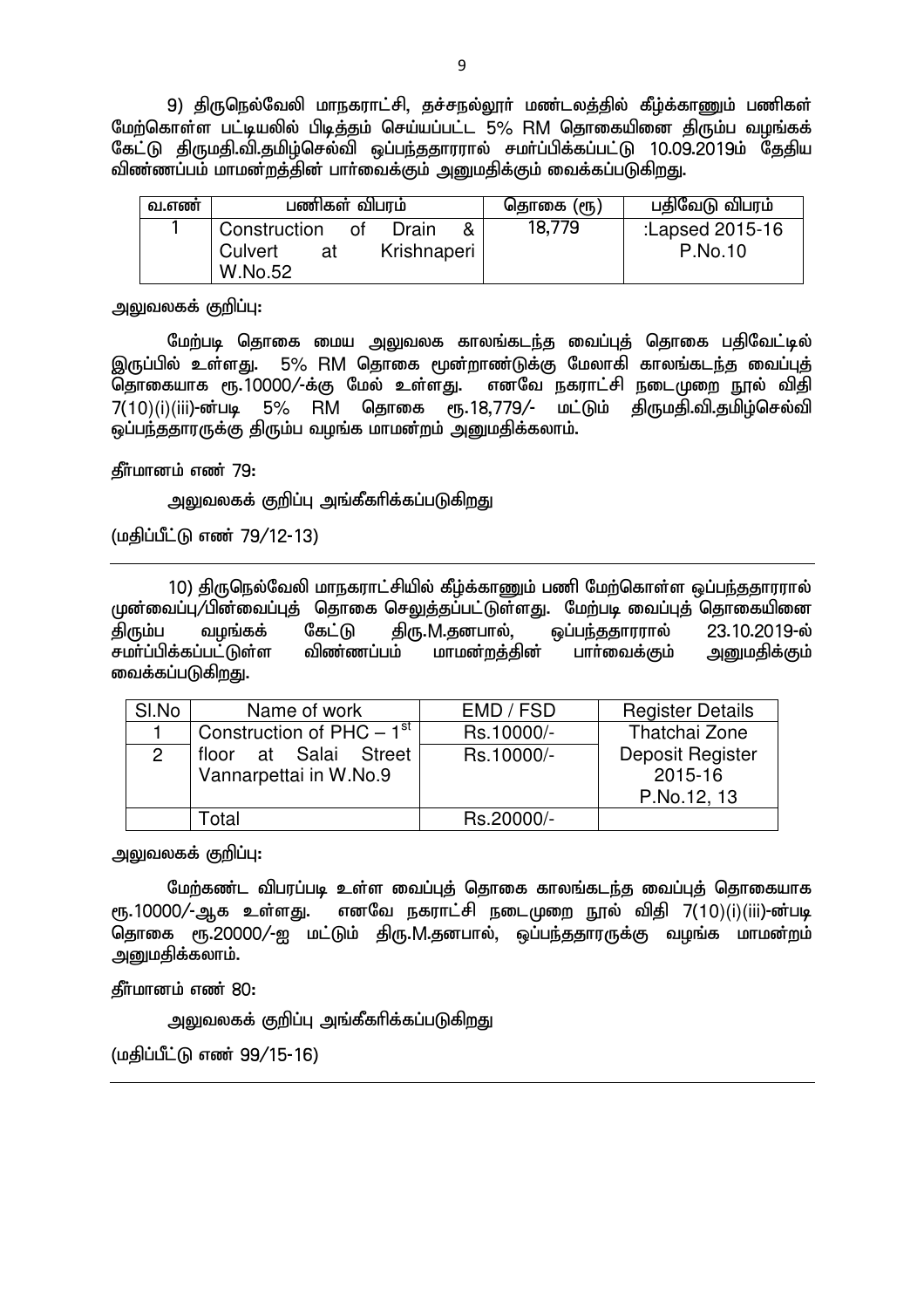9) திருநெல்வேலி மாநகராட்சி, தச்சநல்லூர் மண்டலத்தில் கீழ்க்காணும் பணிகள் மேற்கொள்ள பட்டியலில் பிடித்தம் செய்யப்பட்ட 5% RM தொகையினை திரும்ப வழங்கக் கேட்டு திருமதி.வி.தமிழ்செல்வி ஒப்பந்ததாரரால் சமர்ப்பிக்கப்பட்டு 10.09.2019ம் தேதிய விண்ணப்பம் மாமன்றத்தின் பார்வைக்கும் அனுமதிக்கும் வைக்கப்படுகிறது.

| வ.எண் | பணிகள் விபரம் | தொகை (ரூ) | பதிவேடு விபரம் |
|---|---|---|---|
| 1 | Construction of Drain & Culvert at Krishnaperi W.No.52 | 18,779 | :Lapsed 2015-16 P.No.10 |

அலுவலகக் குறிப்பு:

மேற்படி தொகை மைய அலுவலக காலங்கடந்த வைப்புத் தொகை பதிவேட்டில் இருப்பில் உள்ளது. 5% RM தொகை மூன்றாண்டுக்கு மேலாகி காலங்கடந்த வைப்புத் தொகையாக ரூ.10000/-க்கு மேல் உள்ளது. எனவே நகராட்சி நடைமுறை நூல் விதி 7(10)(i)(iii)-ன்படி 5% RM தொகை ரூ.18,779/- மட்டும் திருமதி.வி.தமிழ்செல்வி ஒப்பந்ததாரருக்கு திரும்ப வழங்க மாமன்றம் அனுமதிக்கலாம்.

தீர்மானம் எண் 79:

அலுவலகக் குறிப்பு அங்கீகரிக்கப்படுகிறது

(மதிப்பீட்டு எண் 79/12-13)

---

10) திருநெல்வேலி மாநகராட்சியில் கீழ்க்காணும் பணி மேற்கொள்ள ஒப்பந்ததாரரால் முன்வைப்பு/பின்வைப்புத் தொகை செலுத்தப்பட்டுள்ளது. மேற்படி வைப்புத் தொகையினை திரும்ப வழங்கக் கேட்டு திரு.M.தனபால், ஒப்பந்ததாரரால் 23.10.2019-ல் சமர்ப்பிக்கப்பட்டுள்ள விண்ணப்பம் மாமன்றத்தின் பார்வைக்கும் அனுமதிக்கும் வைக்கப்படுகிறது.

| Sl.No | Name of work | EMD / FSD | Register Details |
|---|---|---|---|
| 1 | Construction of PHC – 1st floor at Salai Street Vannarpettai in W.No.9 | Rs.10000/- | Thatchai Zone Deposit Register 2015-16 P.No.12, 13 |
| 2 | | Rs.10000/- | |
| | Total | Rs.20000/- | |

அலுவலகக் குறிப்பு:

மேற்கண்ட விபரப்படி உள்ள வைப்புத் தொகை காலங்கடந்த வைப்புத் தொகையாக ரூ.10000/-ஆக உள்ளது. எனவே நகராட்சி நடைமுறை நூல் விதி 7(10)(i)(iii)-ன்படி தொகை ரூ.20000/-ஐ மட்டும் திரு.M.தனபால், ஒப்பந்ததாரருக்கு வழங்க மாமன்றம் அனுமதிக்கலாம்.

தீர்மானம் எண் 80:

அலுவலகக் குறிப்பு அங்கீகரிக்கப்படுகிறது

(மதிப்பீட்டு எண் 99/15-16)